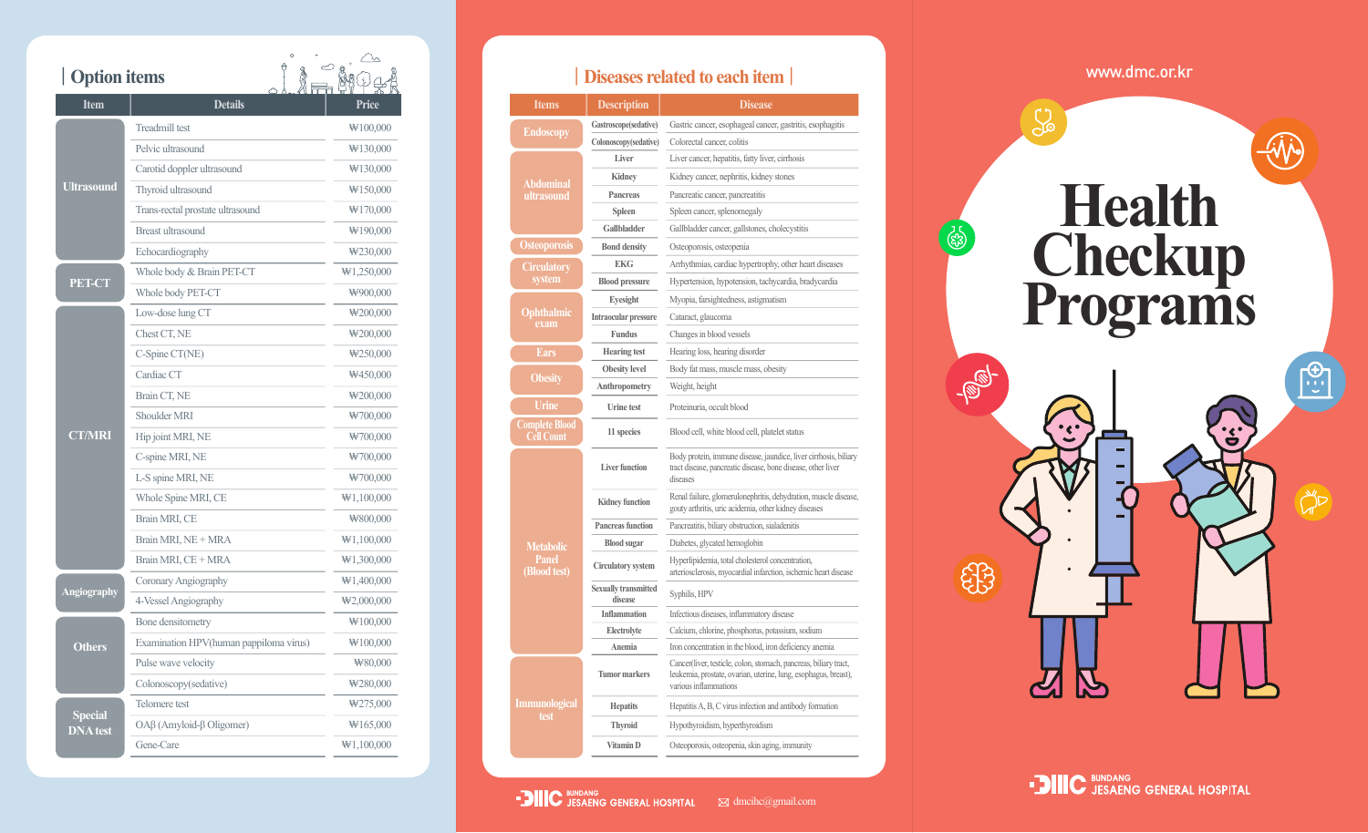## Option items

| Item | Details | Price |
|---|---|---|
| Ultrasound | Treadmill test | ₩100,000 |
| | Pelvic ultrasound | ₩130,000 |
| | Carotid doppler ultrasound | ₩130,000 |
| | Thyroid ultrasound | ₩150,000 |
| | Trans-rectal prostate ultrasound | ₩170,000 |
| | Breast ultrasound | ₩190,000 |
| | Echocardiography | ₩230,000 |
| PET-CT | Whole body & Brain PET-CT | ₩1,250,000 |
| | Whole body PET-CT | ₩900,000 |
| CT/MRI | Low-dose lung CT | ₩200,000 |
| | Chest CT, NE | ₩200,000 |
| | C-Spine CT(NE) | ₩250,000 |
| | Cardiac CT | ₩450,000 |
| | Brain CT, NE | ₩200,000 |
| | Shoulder MRI | ₩700,000 |
| | Hip joint MRI, NE | ₩700,000 |
| | C-spine MRI, NE | ₩700,000 |
| | L-S spine MRI, NE | ₩700,000 |
| | Whole Spine MRI, CE | ₩1,100,000 |
| | Brain MRI, CE | ₩800,000 |
| | Brain MRI, NE + MRA | ₩1,100,000 |
| | Brain MRI, CE + MRA | ₩1,300,000 |
| Angiography | Coronary Angiography | ₩1,400,000 |
| | 4-Vessel Angiography | ₩2,000,000 |
| Others | Bone densitometry | ₩100,000 |
| | Examination HPV(human pappiloma virus) | ₩100,000 |
| | Pulse wave velocity | ₩80,000 |
| | Colonoscopy(sedative) | ₩280,000 |
| Special DNA test | Telomere test | ₩275,000 |
| | OAβ (Amyloid-β Oligomer) | ₩165,000 |
| | Gene-Care | ₩1,100,000 |

## Diseases related to each item

| Items | Description | Disease |
|---|---|---|
| Endoscopy | Gastroscope(sedative) | Gastric cancer, esophageal cancer, gastritis, esophagitis |
| | Colonoscopy(sedative) | Colorectal cancer, colitis |
| Abdominal ultrasound | Liver | Liver cancer, hepatitis, fatty liver, cirrhosis |
| | Kidney | Kidney cancer, nephritis, kidney stones |
| | Pancreas | Pancreatic cancer, pancreatitis |
| | Spleen | Spleen cancer, splenomegaly |
| | Gallbladder | Gallbladder cancer, gallstones, cholecystitis |
| Osteoporosis | Bond density | Osteoporosis, osteopenia |
| Circulatory system | EKG | Arrhythmias, cardiac hypertrophy, other heart diseases |
| | Blood pressure | Hypertension, hypotension, tachycardia, bradycardia |
| Ophthalmic exam | Eyesight | Myopia, farsightedness, astigmatism |
| | Intraocular pressure | Cataract, glaucoma |
| | Fundus | Changes in blood vessels |
| Ears | Hearing test | Hearing loss, hearing disorder |
| Obesity | Obesity level | Body fat mass, muscle mass, obesity |
| | Anthropometry | Weight, height |
| Urine | Urine test | Proteinuria, occult blood |
| Complete Blood Cell Count | 11 species | Blood cell, white blood cell, platelet status |
| Metabolic Panel (Blood test) | Liver function | Body protein, immune disease, jaundice, liver cirrhosis, biliary tract disease, pancreatic disease, bone disease, other liver diseases |
| | Kidney function | Renal failure, glomerulonephritis, dehydration, muscle disease, gouty arthritis, uric acidemia, other kidney diseases |
| | Pancreas function | Pancreatitis, biliary obstruction, sialadenitis |
| | Blood sugar | Diabetes, glycated hemoglobin |
| | Circulatory system | Hyperlipidemia, total cholesterol concentration, arteriosclerosis, myocardial infarction, ischemic heart disease |
| | Sexually transmitted disease | Syphilis, HPV |
| | Inflammation | Infectious diseases, inflammatory disease |
| | Electrolyte | Calcium, chlorine, phosphorus, potassium, sodium |
| | Anemia | Iron concentration in the blood, iron deficiency anemia |
| Immunological test | Tumor markers | Cancer(liver, testicle, colon, stomach, pancreas, biliary tract, leukemia, prostate, ovarian, uterine, lung, esophagus, breast), various inflammations |
| | Hepatitis | Hepatitis A, B, C virus infection and antibody formation |
| | Thyroid | Hypothyroidism, hyperthyroidism |
| | Vitamin D | Osteoporosis, osteopenia, skin aging, immunity |

DMC BUNDANG JESAENG GENERAL HOSPITAL

dmcihc@gmail.com

www.dmc.or.kr

# Health Checkup Programs

DMC BUNDANG JESAENG GENERAL HOSPITAL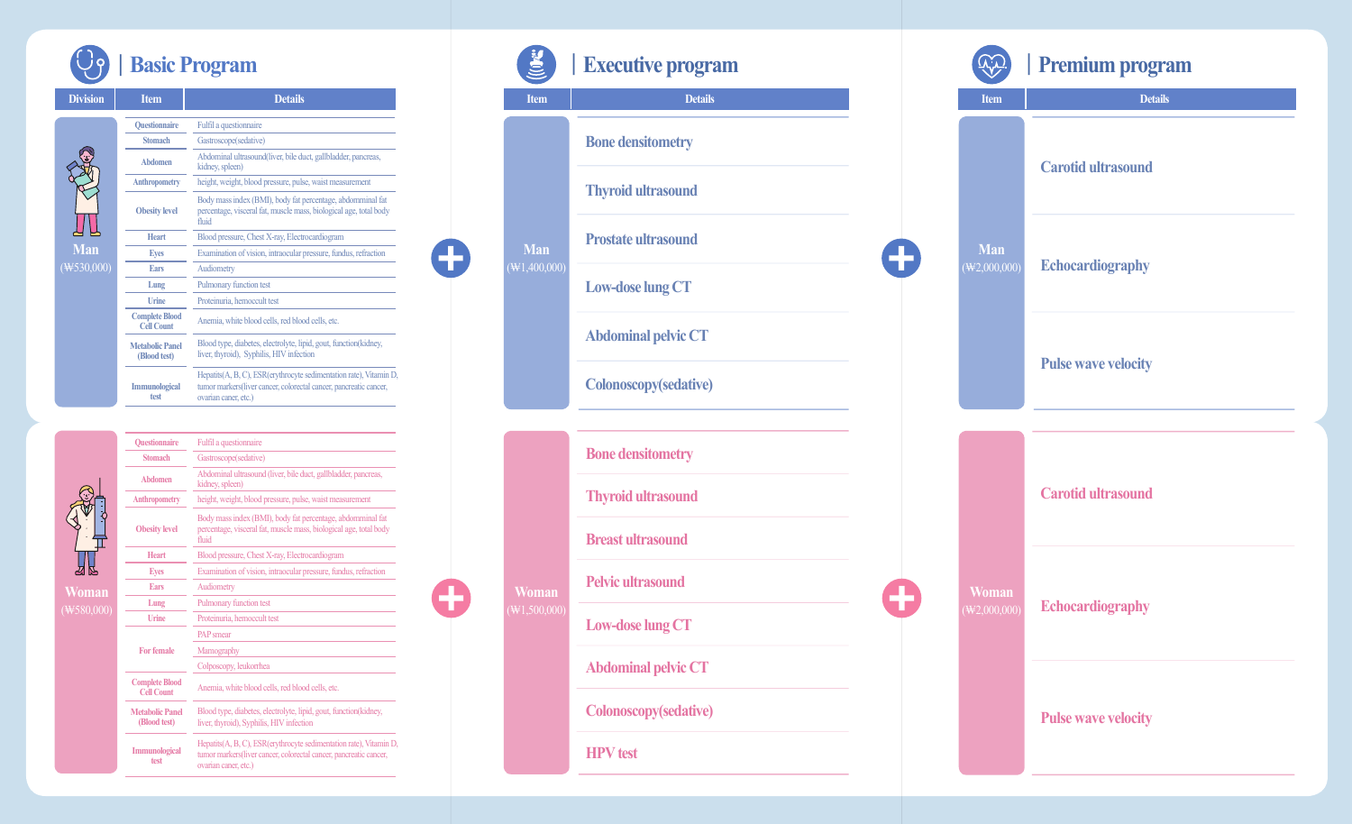## Basic Program

| Division | Item | Details |
|---|---|---|
| Man (₩530,000) | Questionnaire | Fulfil a questionnaire |
| | Stomach | Gastroscope(sedative) |
| | Abdomen | Abdominal ultrasound(liver, bile duct, gallbladder, pancreas, kidney, spleen) |
| | Anthropometry | height, weight, blood pressure, pulse, waist measurement |
| | Obesity level | Body mass index (BMI), body fat percentage, abdominal fat percentage, visceral fat, muscle mass, biological age, total body fluid |
| | Heart | Blood pressure, Chest X-ray, Electrocardiogram |
| | Eyes | Examination of vision, intraocular pressure, fundus, refraction |
| | Ears | Audiometry |
| | Lung | Pulmonary function test |
| | Urine | Proteinuria, hemoccult test |
| | Complete Blood Cell Count | Anemia, white blood cells, red blood cells, etc. |
| | Metabolic Panel (Blood test) | Blood type, diabetes, electrolyte, lipid, gout, function(kidney, liver, thyroid), Syphilis, HIV infection |
| | Immunological test | Hepatitis(A, B, C), ESR(erythrocyte sedimentation rate), Vitamin D, tumor markers(liver cancer, colorectal cancer, pancreatic cancer, ovarian cancer, etc.) |
| Woman (₩580,000) | Questionnaire | Fulfil a questionnaire |
| | Stomach | Gastroscope(sedative) |
| | Abdomen | Abdominal ultrasound (liver, bile duct, gallbladder, pancreas, kidney, spleen) |
| | Anthropometry | height, weight, blood pressure, pulse, waist measurement |
| | Obesity level | Body mass index (BMI), body fat percentage, abdominal fat percentage, visceral fat, muscle mass, biological age, total body fluid |
| | Heart | Blood pressure, Chest X-ray, Electrocardiogram |
| | Eyes | Examination of vision, intraocular pressure, fundus, refraction |
| | Ears | Audiometry |
| | Lung | Pulmonary function test |
| | Urine | Proteinuria, hemoccult test |
| | For female | PAP smear |
| | | Mamography |
| | | Colposcopy, leukorrhea |
| | Complete Blood Cell Count | Anemia, white blood cells, red blood cells, etc. |
| | Metabolic Panel (Blood test) | Blood type, diabetes, electrolyte, lipid, gout, function(kidney, liver, thyroid), Syphilis, HIV infection |
| | Immunological test | Hepatitis(A, B, C), ESR(erythrocyte sedimentation rate), Vitamin D, tumor markers(liver cancer, colorectal cancer, pancreatic cancer, ovarian cancer, etc.) |

## Executive program

| Item | Details |
|---|---|
| Man (₩1,400,000) | Bone densitometry |
| | Thyroid ultrasound |
| | Prostate ultrasound |
| | Low-dose lung CT |
| | Abdominal pelvic CT |
| | Colonoscopy(sedative) |
| Woman (₩1,500,000) | Bone densitometry |
| | Thyroid ultrasound |
| | Breast ultrasound |
| | Pelvic ultrasound |
| | Low-dose lung CT |
| | Abdominal pelvic CT |
| | Colonoscopy(sedative) |
| | HPV test |

## Premium program

| Item | Details |
|---|---|
| Man (₩2,000,000) | Carotid ultrasound |
| | Echocardiography |
| | Pulse wave velocity |
| Woman (₩2,000,000) | Carotid ultrasound |
| | Echocardiography |
| | Pulse wave velocity |